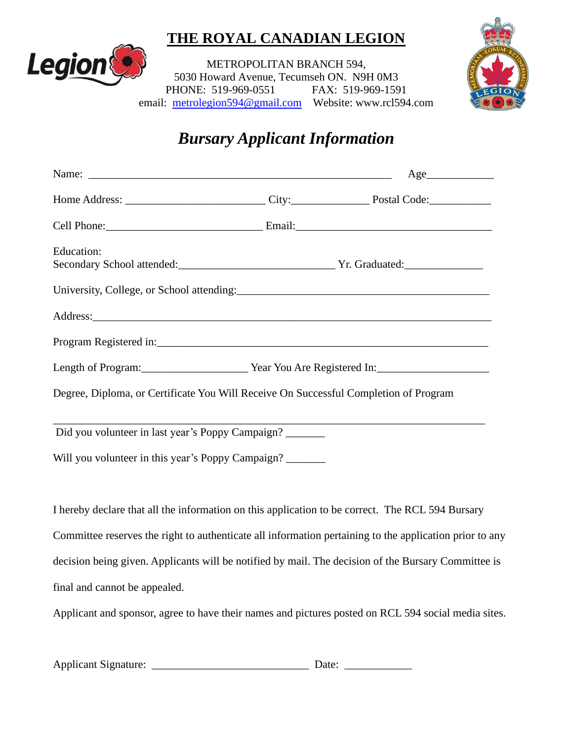# THE ROYAL CANADIAN LEGION

METROPOLITAN BRANCH 594,
5030 Howard Avenue, Tecumseh ON. N9H 0M3
PHONE: 519-969-0551 FAX: 519-969-1591
email: metrolegion594@gmail.com Website: www.rcl594.com

## *Bursary Applicant Information*

Name: ______________________________________________ Age____________

Home Address: ________________________ City:_____________ Postal Code:___________

Cell Phone:___________________________ Email:___________________________________

Education:
Secondary School attended:___________________________ Yr. Graduated:_____________

University, College, or School attending:_____________________________________________

Address:_________________________________________________________________________

Program Registered in:_______________________________________________________

Length of Program:__________________ Year You Are Registered In:___________________

Degree, Diploma, or Certificate You Will Receive On Successful Completion of Program

_________________________________________________________________________

Did you volunteer in last year's Poppy Campaign? _______

Will you volunteer in this year's Poppy Campaign? _______

I hereby declare that all the information on this application to be correct. The RCL 594 Bursary Committee reserves the right to authenticate all information pertaining to the application prior to any decision being given. Applicants will be notified by mail. The decision of the Bursary Committee is final and cannot be appealed.

Applicant and sponsor, agree to have their names and pictures posted on RCL 594 social media sites.

Applicant Signature: ___________________________ Date: ___________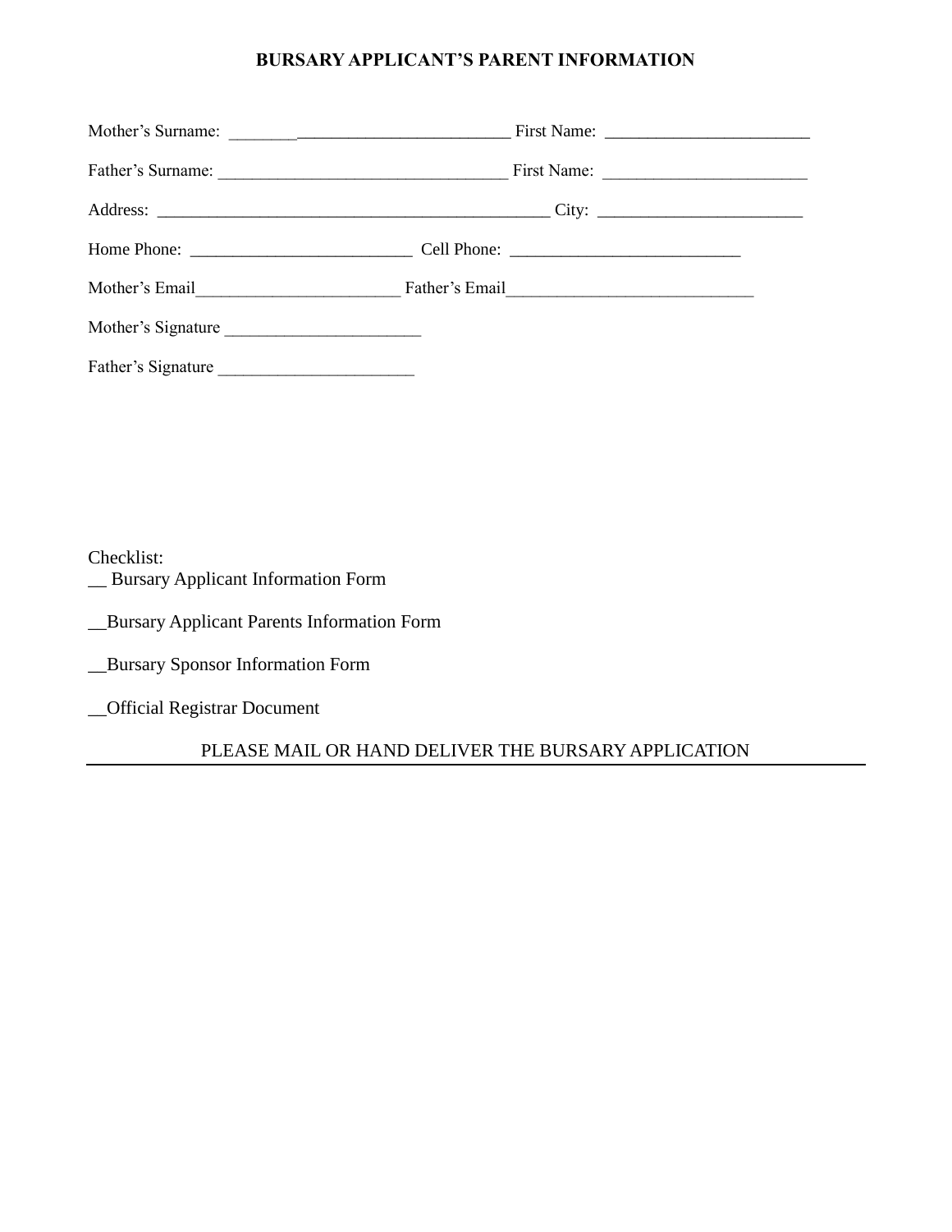**BURSARY APPLICANT'S PARENT INFORMATION**

Mother's Surname: _________________________________ First Name: ________________________

Father's Surname: __________________________________ First Name: ________________________

Address: ________________________________________________ City: ________________________

Home Phone: __________________________ Cell Phone: ___________________________

Mother's Email________________________ Father's Email_____________________________

Mother's Signature ______________________

Father's Signature ______________________

Checklist:

__ Bursary Applicant Information Form

__Bursary Applicant Parents Information Form

__Bursary Sponsor Information Form

__Official Registrar Document

PLEASE MAIL OR HAND DELIVER THE BURSARY APPLICATION